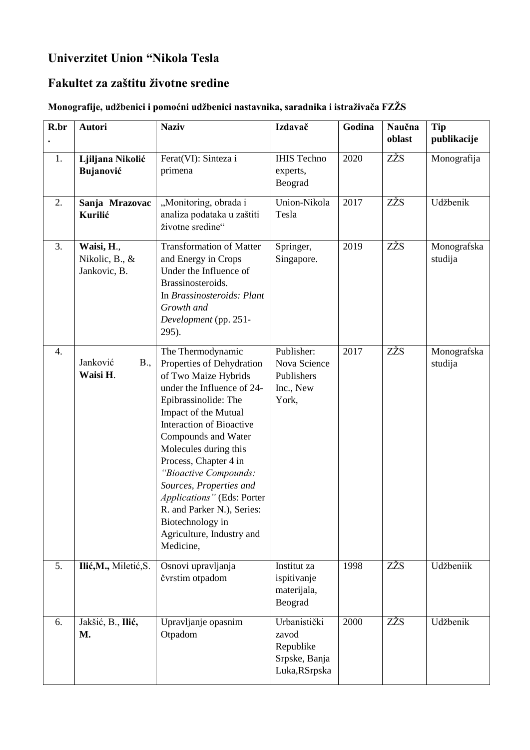## Univerzitet Union "Nikola Tesla

## Fakultet za zaštitu životne sredine

### Monografije, udžbenici i pomoćni udžbenici nastavnika, saradnika i istraživača FZŽS

| R.br. | Autori | Naziv | Izdavač | Godina | Naučna oblast | Tip publikacije |
|---|---|---|---|---|---|---|
| 1. | **Ljiljana Nikolić Bujanović** | Ferat(VI): Sinteza i primena | IHIS Techno experts, Beograd | 2020 | ZŽS | Monografija |
| 2. | **Sanja Mrazovac Kurilić** | „Monitoring, obrada i analiza podataka u zaštiti životne sredine" | Union-Nikola Tesla | 2017 | ZŽS | Udžbenik |
| 3. | **Waisi, H**., Nikolic, B., & Jankovic, B. | Transformation of Matter and Energy in Crops Under the Influence of Brassinosteroids. In *Brassinosteroids: Plant Growth and Development* (pp. 251-295). | Springer, Singapore. | 2019 | ZŽS | Monografska studija |
| 4. | Janković B., **Waisi H**. | The Thermodynamic Properties of Dehydration of Two Maize Hybrids under the Influence of 24-Epibrassinolide: The Impact of the Mutual Interaction of Bioactive Compounds and Water Molecules during this Process, Chapter 4 in *"Bioactive Compounds: Sources, Properties and Applications"* (Eds: Porter R. and Parker N.), Series: Biotechnology in Agriculture, Industry and Medicine, | Publisher: Nova Science Publishers Inc., New York, | 2017 | ZŽS | Monografska studija |
| 5. | **Ilić,M.,** Miletić,S. | Osnovi upravljanja čvrstim otpadom | Institut za ispitivanje materijala, Beograd | 1998 | ZŽS | Udžbeniik |
| 6. | Jakšić, B., **Ilić, M.** | Upravljanje opasnim Otpadom | Urbanistički zavod Republike Srpske, Banja Luka,RSrpska | 2000 | ZŽS | Udžbenik |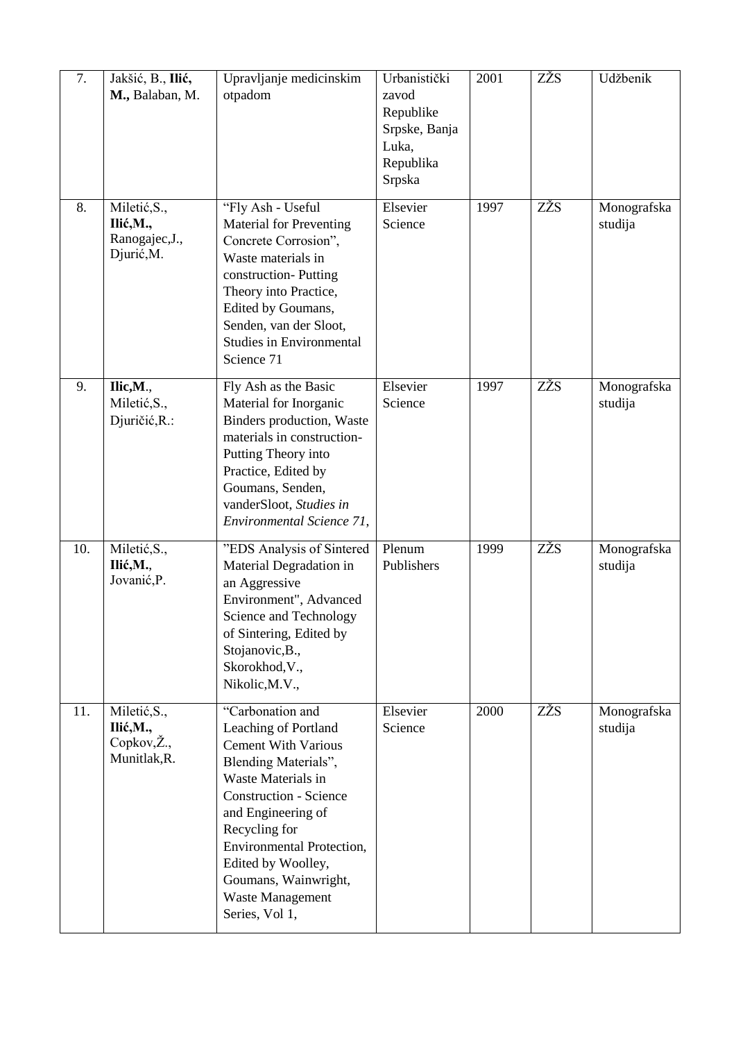| 7. | Jakšić, B., **Ilić, M.,** Balaban, M. | Upravljanje medicinskim otpadom | Urbanistički zavod Republike Srpske, Banja Luka, Republika Srpska | 2001 | ZŽS | Udžbenik |
|---|---|---|---|---|---|---|
| 8. | Miletić,S., **Ilić,M.,** Ranogajec,J., Djurić,M. | "Fly Ash - Useful Material for Preventing Concrete Corrosion", Waste materials in construction- Putting Theory into Practice, Edited by Goumans, Senden, van der Sloot, Studies in Environmental Science 71 | Elsevier Science | 1997 | ZŽS | Monografska studija |
| 9. | **Ilic,M**., Miletić,S., Djuričić,R.: | Fly Ash as the Basic Material for Inorganic Binders production, Waste materials in construction-Putting Theory into Practice, Edited by Goumans, Senden, vanderSloot, *Studies in Environmental Science 71,* | Elsevier Science | 1997 | ZŽS | Monografska studija |
| 10. | Miletić,S., **Ilić,M.**, Jovanić,P. | "EDS Analysis of Sintered Material Degradation in an Aggressive Environment", Advanced Science and Technology of Sintering, Edited by Stojanovic,B., Skorokhod,V., Nikolic,M.V., | Plenum Publishers | 1999 | ZŽS | Monografska studija |
| 11. | Miletić,S., **Ilić,M.,** Copkov,Ž., Munitlak,R. | "Carbonation and Leaching of Portland Cement With Various Blending Materials", Waste Materials in Construction - Science and Engineering of Recycling for Environmental Protection, Edited by Woolley, Goumans, Wainwright, Waste Management Series, Vol 1, | Elsevier Science | 2000 | ZŽS | Monografska studija |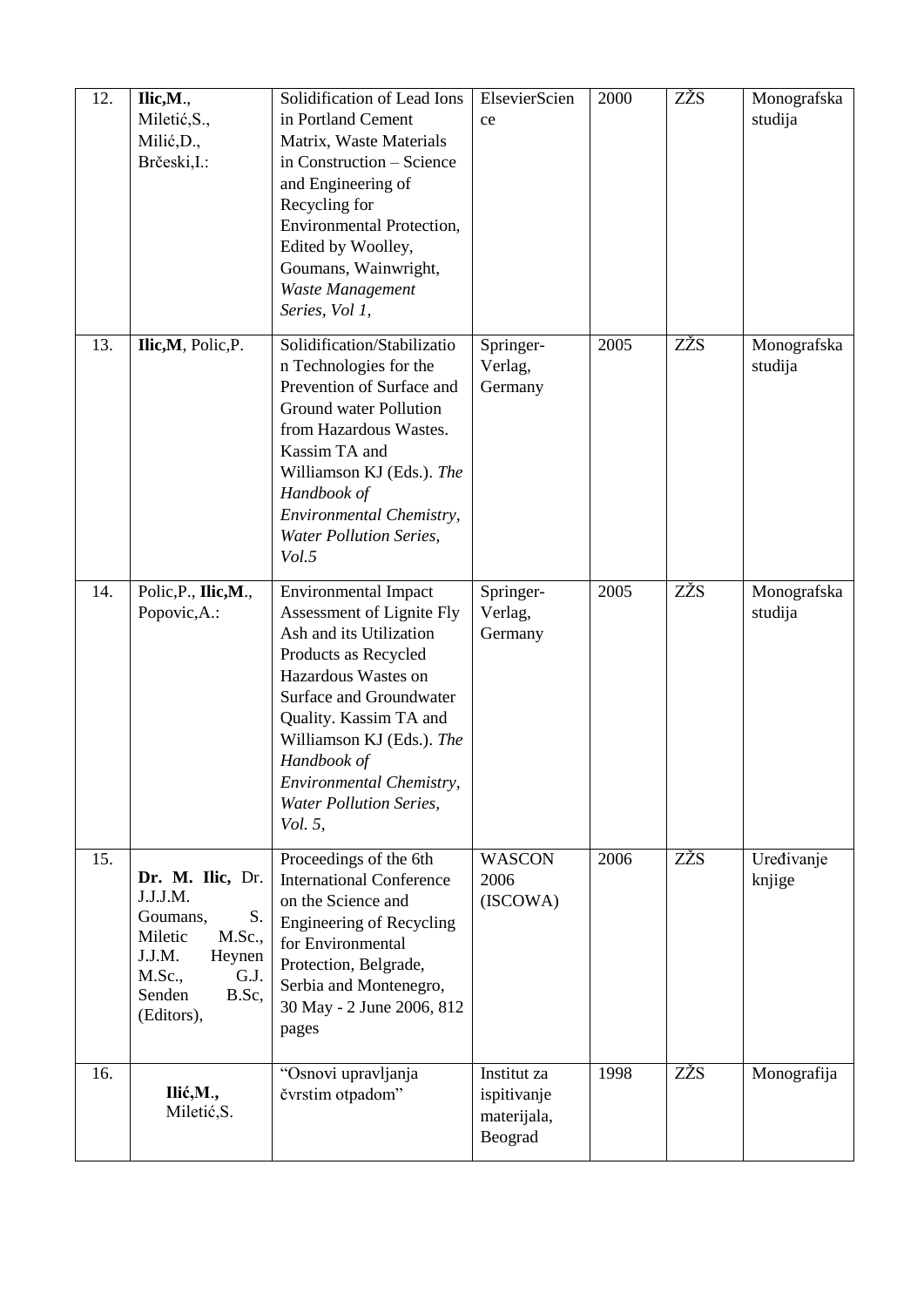| 12. | **Ilic,M**., Miletić,S., Milić,D., Brčeski,I.: | Solidification of Lead Ions in Portland Cement Matrix, Waste Materials in Construction – Science and Engineering of Recycling for Environmental Protection, Edited by Woolley, Goumans, Wainwright, *Waste Management Series, Vol 1,* | ElsevierScience | 2000 | ZŽS | Monografska studija |
|---|---|---|---|---|---|---|
| 13. | **Ilic,M**, Polic,P. | Solidification/Stabilization Technologies for the Prevention of Surface and Ground water Pollution from Hazardous Wastes. Kassim TA and Williamson KJ (Eds.). *The Handbook of Environmental Chemistry, Water Pollution Series, Vol.5* | Springer-Verlag, Germany | 2005 | ZŽS | Monografska studija |
| 14. | Polic,P., **Ilic,M**., Popovic,A.: | Environmental Impact Assessment of Lignite Fly Ash and its Utilization Products as Recycled Hazardous Wastes on Surface and Groundwater Quality. Kassim TA and Williamson KJ (Eds.). *The Handbook of Environmental Chemistry, Water Pollution Series, Vol. 5,* | Springer-Verlag, Germany | 2005 | ZŽS | Monografska studija |
| 15. | **Dr. M. Ilic,** Dr. J.J.J.M. Goumans, S. Miletic M.Sc., J.J.M. Heynen M.Sc., G.J. Senden B.Sc, (Editors), | Proceedings of the 6th International Conference on the Science and Engineering of Recycling for Environmental Protection, Belgrade, Serbia and Montenegro, 30 May - 2 June 2006, 812 pages | WASCON 2006 (ISCOWA) | 2006 | ZŽS | Uređivanje knjige |
| 16. | **Ilić,M.,** Miletić,S. | "Osnovi upravljanja čvrstim otpadom" | Institut za ispitivanje materijala, Beograd | 1998 | ZŽS | Monografija |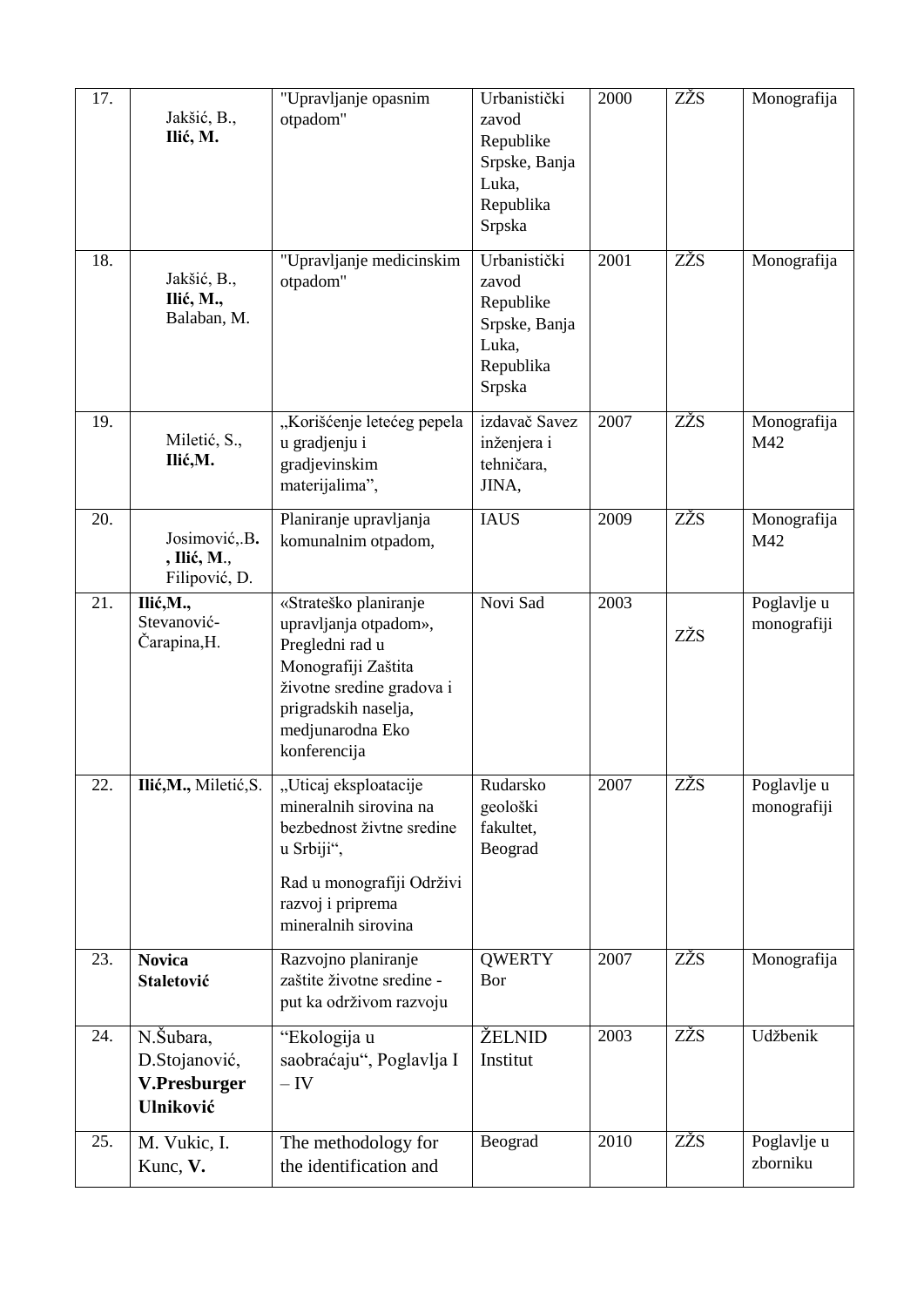| 17. | Jakšić, B., **Ilić, M.** | "Upravljanje opasnim otpadom" | Urbanistički zavod Republike Srpske, Banja Luka, Republika Srpska | 2000 | ZŽS | Monografija |
|---|---|---|---|---|---|---|
| 18. | Jakšić, B., **Ilić, M.,** Balaban, M. | "Upravljanje medicinskim otpadom" | Urbanistički zavod Republike Srpske, Banja Luka, Republika Srpska | 2001 | ZŽS | Monografija |
| 19. | Miletić, S., **Ilić,M.** | „Korišćenje letećeg pepela u gradjenju i gradjevinskim materijalima", | izdavač Savez inženjera i tehničara, JINA, | 2007 | ZŽS | Monografija M42 |
| 20. | Josimović,.B**.** **, Ilić, M**., Filipović, D. | Planiranje upravljanja komunalnim otpadom, | IAUS | 2009 | ZŽS | Monografija M42 |
| 21. | **Ilić,M.,** Stevanović-Čarapina,H. | «Strateško planiranje upravljanja otpadom», Pregledni rad u Monografiji Zaštita životne sredine gradova i prigradskih naselja, medjunarodna Eko konferencija | Novi Sad | 2003 | ZŽS | Poglavlje u monografiji |
| 22. | **Ilić,M.,** Miletić,S. | „Uticaj eksploatacije mineralnih sirovina na bezbednost životne sredine u Srbiji", Rad u monografiji Održivi razvoj i priprema mineralnih sirovina | Rudarsko geološki fakultet, Beograd | 2007 | ZŽS | Poglavlje u monografiji |
| 23. | **Novica Staletović** | Razvojno planiranje zaštite životne sredine - put ka održivom razvoju | QWERTY Bor | 2007 | ZŽS | Monografija |
| 24. | N.Šubara, D.Stojanović, **V.Presburger Ulniković** | "Ekologija u saobraćaju", Poglavlja I – IV | ŽELNID Institut | 2003 | ZŽS | Udžbenik |
| 25. | M. Vukic, I. Kunc, **V.** | The methodology for the identification and | Beograd | 2010 | ZŽS | Poglavlje u zborniku |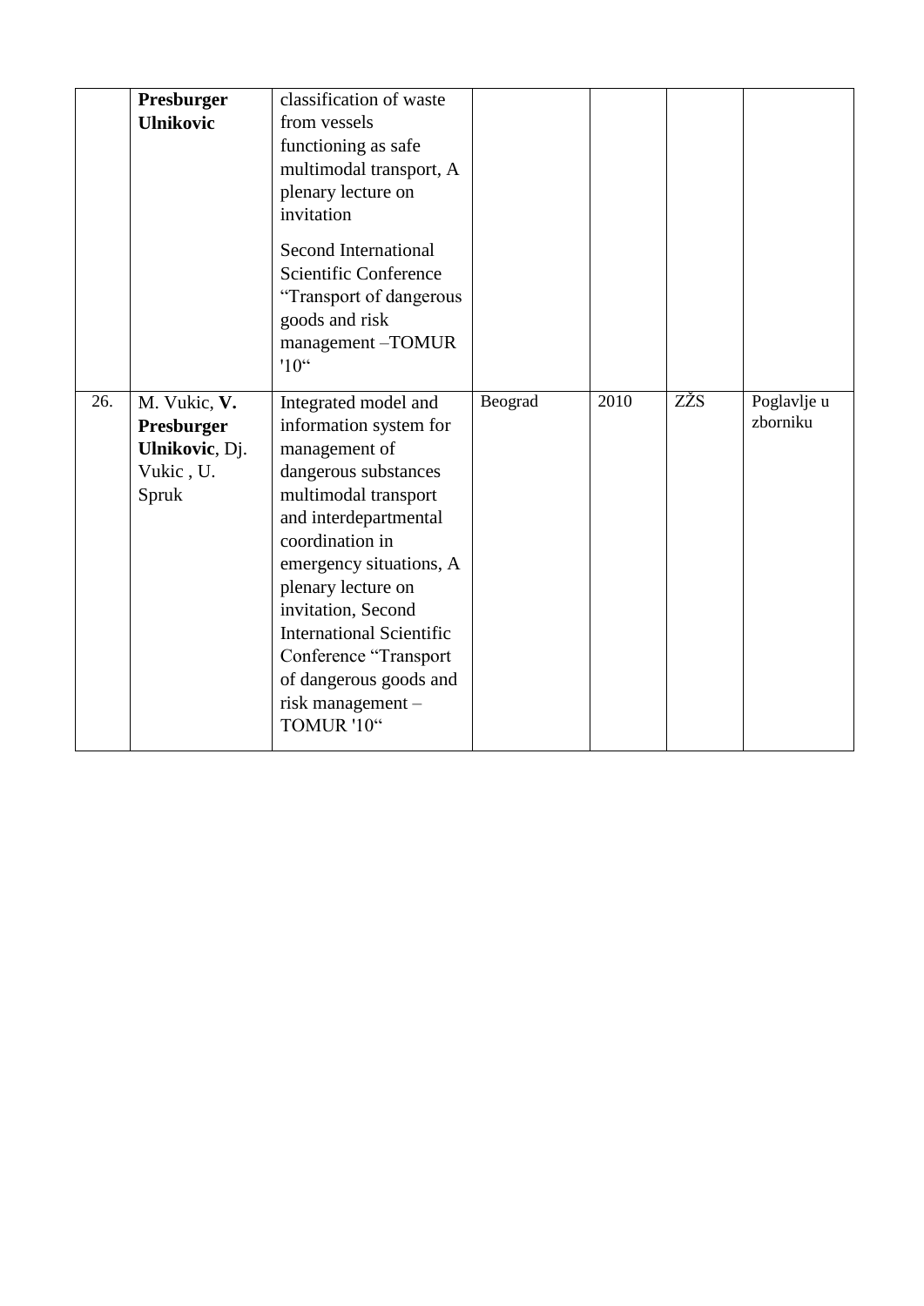| | | | | | | |
|---|---|---|---|---|---|---|
| | **Presburger Ulnikovic** | classification of waste from vessels functioning as safe multimodal transport, A plenary lecture on invitation<br><br>Second International Scientific Conference “Transport of dangerous goods and risk management –TOMUR '10“ | | | | |
| 26. | M. Vukic, **V. Presburger Ulnikovic**, Dj. Vukic , U. Spruk | Integrated model and information system for management of dangerous substances multimodal transport and interdepartmental coordination in emergency situations, A plenary lecture on invitation, Second International Scientific Conference “Transport of dangerous goods and risk management – TOMUR '10“ | Beograd | 2010 | ZŽS | Poglavlje u zborniku |